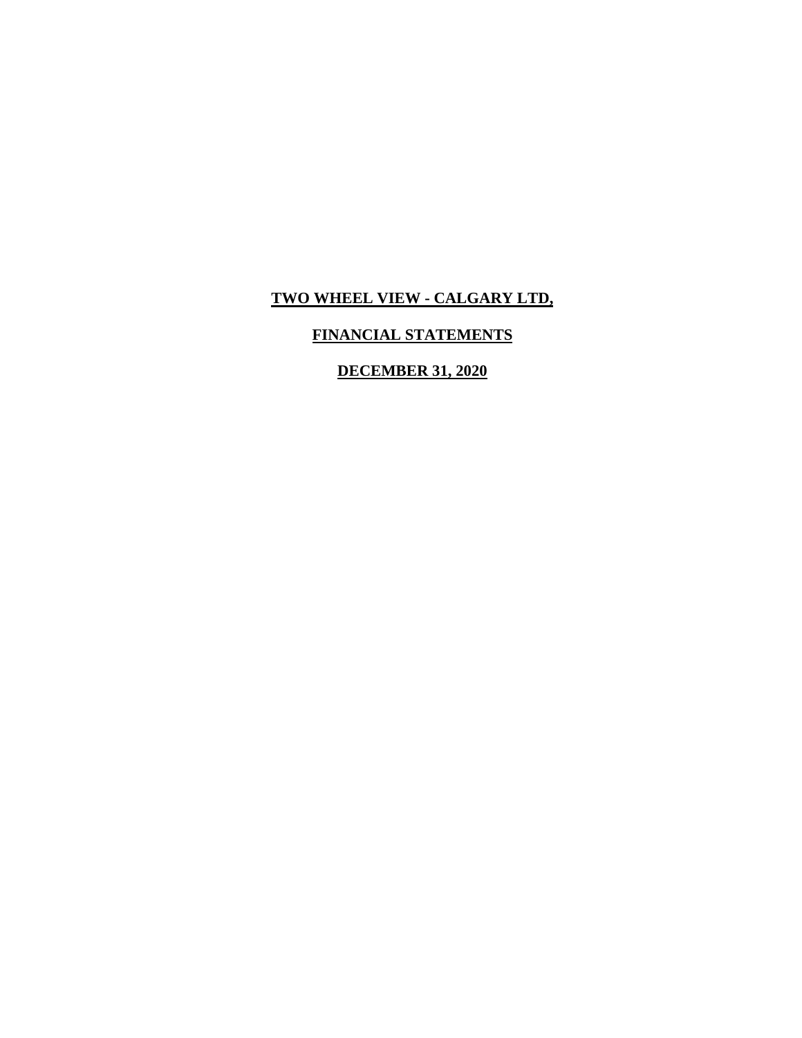# TWO WHEEL VIEW - CALGARY LTD,

## FINANCIAL STATEMENTS

## DECEMBER 31, 2020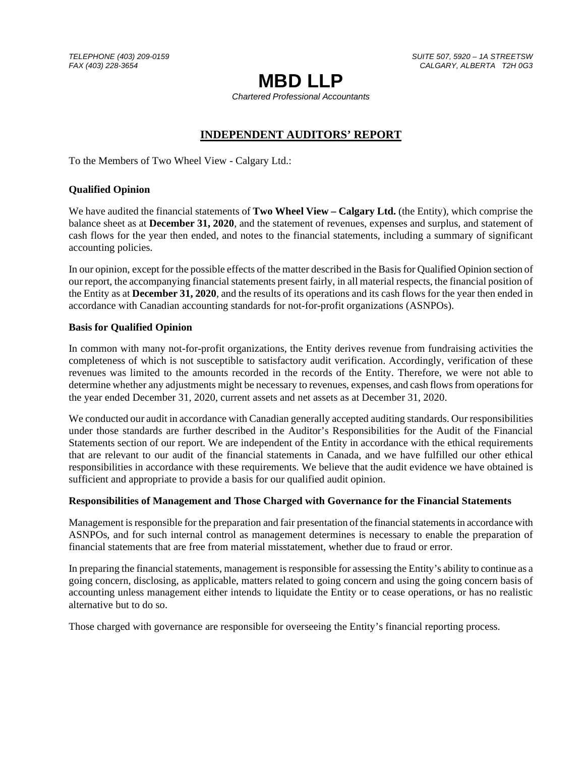TELEPHONE (403) 209-0159
FAX (403) 228-3654

SUITE 507, 5920 – 1A STREETSW
CALGARY, ALBERTA T2H 0G3

# MBD LLP

*Chartered Professional Accountants*

## INDEPENDENT AUDITORS' REPORT

To the Members of Two Wheel View - Calgary Ltd.:

### Qualified Opinion

We have audited the financial statements of **Two Wheel View – Calgary Ltd.** (the Entity), which comprise the balance sheet as at **December 31, 2020**, and the statement of revenues, expenses and surplus, and statement of cash flows for the year then ended, and notes to the financial statements, including a summary of significant accounting policies.

In our opinion, except for the possible effects of the matter described in the Basis for Qualified Opinion section of our report, the accompanying financial statements present fairly, in all material respects, the financial position of the Entity as at **December 31, 2020**, and the results of its operations and its cash flows for the year then ended in accordance with Canadian accounting standards for not-for-profit organizations (ASNPOs).

### Basis for Qualified Opinion

In common with many not-for-profit organizations, the Entity derives revenue from fundraising activities the completeness of which is not susceptible to satisfactory audit verification. Accordingly, verification of these revenues was limited to the amounts recorded in the records of the Entity. Therefore, we were not able to determine whether any adjustments might be necessary to revenues, expenses, and cash flows from operations for the year ended December 31, 2020, current assets and net assets as at December 31, 2020.

We conducted our audit in accordance with Canadian generally accepted auditing standards. Our responsibilities under those standards are further described in the Auditor's Responsibilities for the Audit of the Financial Statements section of our report. We are independent of the Entity in accordance with the ethical requirements that are relevant to our audit of the financial statements in Canada, and we have fulfilled our other ethical responsibilities in accordance with these requirements. We believe that the audit evidence we have obtained is sufficient and appropriate to provide a basis for our qualified audit opinion.

### Responsibilities of Management and Those Charged with Governance for the Financial Statements

Management is responsible for the preparation and fair presentation of the financial statements in accordance with ASNPOs, and for such internal control as management determines is necessary to enable the preparation of financial statements that are free from material misstatement, whether due to fraud or error.

In preparing the financial statements, management is responsible for assessing the Entity's ability to continue as a going concern, disclosing, as applicable, matters related to going concern and using the going concern basis of accounting unless management either intends to liquidate the Entity or to cease operations, or has no realistic alternative but to do so.

Those charged with governance are responsible for overseeing the Entity's financial reporting process.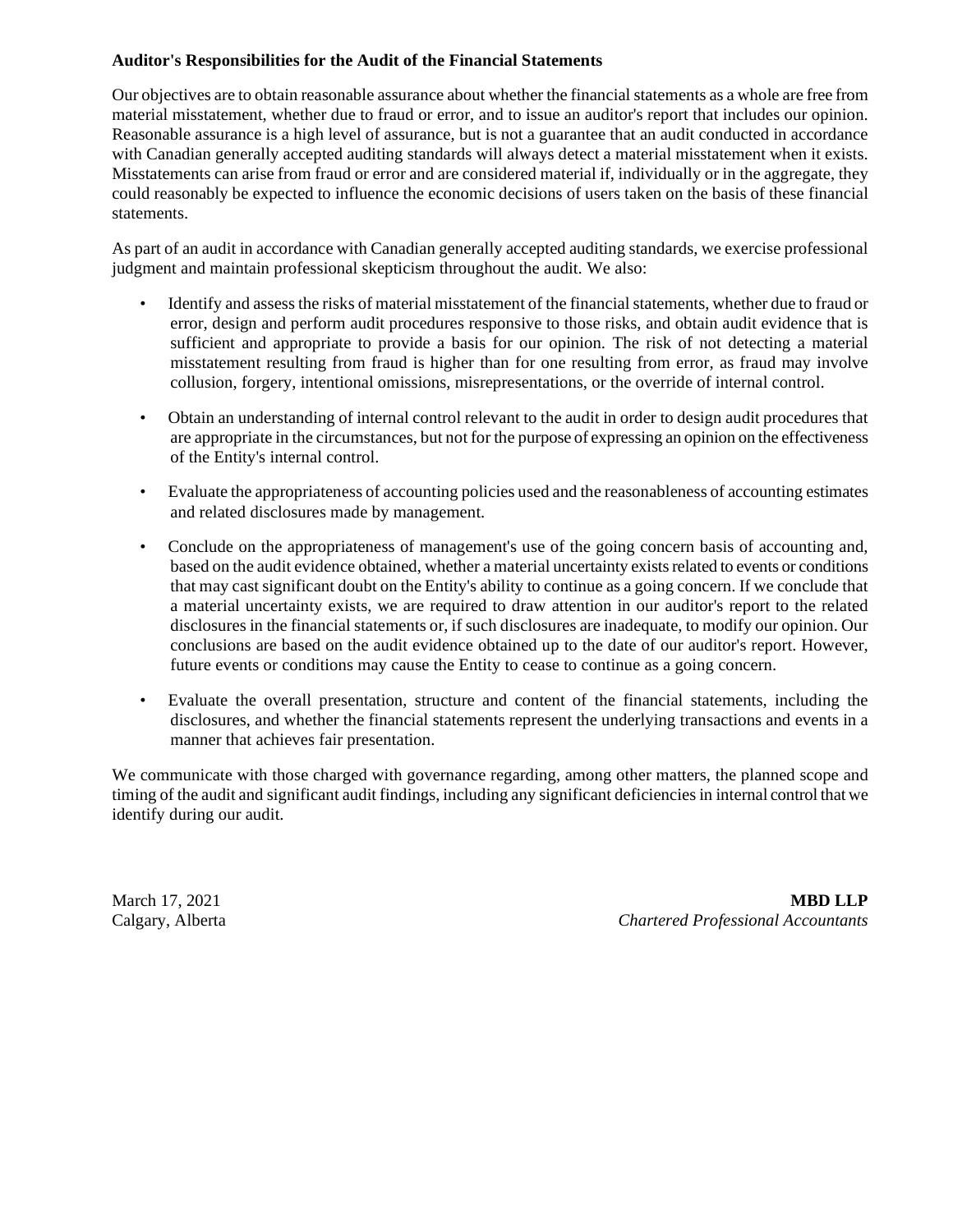**Auditor's Responsibilities for the Audit of the Financial Statements**

Our objectives are to obtain reasonable assurance about whether the financial statements as a whole are free from material misstatement, whether due to fraud or error, and to issue an auditor's report that includes our opinion. Reasonable assurance is a high level of assurance, but is not a guarantee that an audit conducted in accordance with Canadian generally accepted auditing standards will always detect a material misstatement when it exists. Misstatements can arise from fraud or error and are considered material if, individually or in the aggregate, they could reasonably be expected to influence the economic decisions of users taken on the basis of these financial statements.

As part of an audit in accordance with Canadian generally accepted auditing standards, we exercise professional judgment and maintain professional skepticism throughout the audit. We also:

- Identify and assess the risks of material misstatement of the financial statements, whether due to fraud or error, design and perform audit procedures responsive to those risks, and obtain audit evidence that is sufficient and appropriate to provide a basis for our opinion. The risk of not detecting a material misstatement resulting from fraud is higher than for one resulting from error, as fraud may involve collusion, forgery, intentional omissions, misrepresentations, or the override of internal control.

- Obtain an understanding of internal control relevant to the audit in order to design audit procedures that are appropriate in the circumstances, but not for the purpose of expressing an opinion on the effectiveness of the Entity's internal control.

- Evaluate the appropriateness of accounting policies used and the reasonableness of accounting estimates and related disclosures made by management.

- Conclude on the appropriateness of management's use of the going concern basis of accounting and, based on the audit evidence obtained, whether a material uncertainty exists related to events or conditions that may cast significant doubt on the Entity's ability to continue as a going concern. If we conclude that a material uncertainty exists, we are required to draw attention in our auditor's report to the related disclosures in the financial statements or, if such disclosures are inadequate, to modify our opinion. Our conclusions are based on the audit evidence obtained up to the date of our auditor's report. However, future events or conditions may cause the Entity to cease to continue as a going concern.

- Evaluate the overall presentation, structure and content of the financial statements, including the disclosures, and whether the financial statements represent the underlying transactions and events in a manner that achieves fair presentation.

We communicate with those charged with governance regarding, among other matters, the planned scope and timing of the audit and significant audit findings, including any significant deficiencies in internal control that we identify during our audit.

March 17, 2021
Calgary, Alberta

**MBD LLP**
*Chartered Professional Accountants*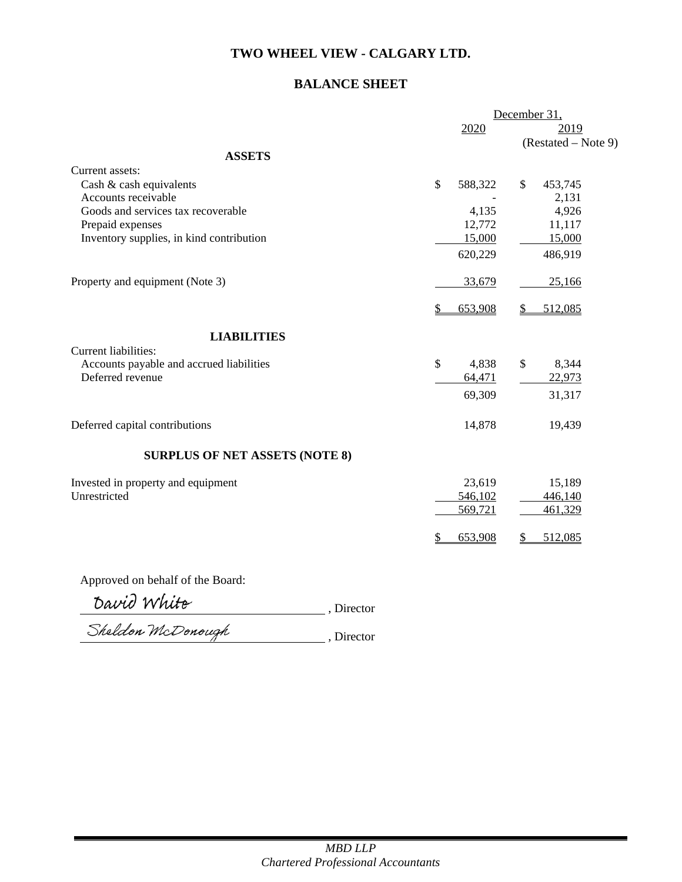# TWO WHEEL VIEW - CALGARY LTD.

## BALANCE SHEET

| | December 31, 2020 | December 31, 2019 (Restated – Note 9) |
|---|---|---|
| **ASSETS** | | |
| Current assets: | | |
| Cash & cash equivalents | $ 588,322 | $ 453,745 |
| Accounts receivable | - | 2,131 |
| Goods and services tax recoverable | 4,135 | 4,926 |
| Prepaid expenses | 12,772 | 11,117 |
| Inventory supplies, in kind contribution | 15,000 | 15,000 |
| | 620,229 | 486,919 |
| Property and equipment (Note 3) | 33,679 | 25,166 |
| | $ 653,908 | $ 512,085 |
| **LIABILITIES** | | |
| Current liabilities: | | |
| Accounts payable and accrued liabilities | $ 4,838 | $ 8,344 |
| Deferred revenue | 64,471 | 22,973 |
| | 69,309 | 31,317 |
| Deferred capital contributions | 14,878 | 19,439 |
| **SURPLUS OF NET ASSETS (NOTE 8)** | | |
| Invested in property and equipment | 23,619 | 15,189 |
| Unrestricted | 546,102 | 446,140 |
| | 569,721 | 461,329 |
| | $ 653,908 | $ 512,085 |

Approved on behalf of the Board:

David White, Director

Sheldon McDonough, Director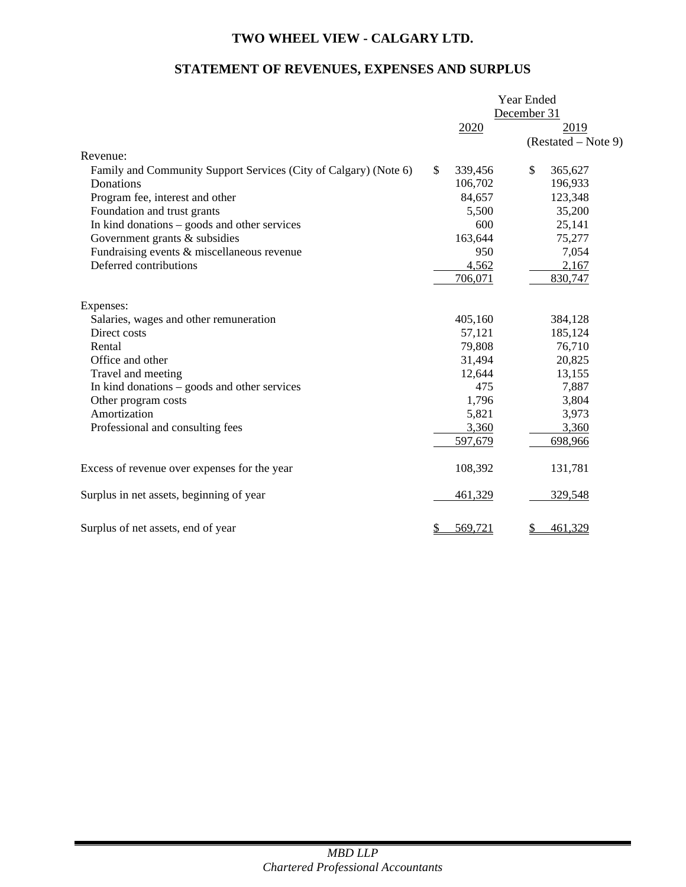# TWO WHEEL VIEW - CALGARY LTD.

## STATEMENT OF REVENUES, EXPENSES AND SURPLUS

| | Year Ended December 31 2020 | Year Ended December 31 2019 (Restated – Note 9) |
|---|---|---|
| Revenue: | | |
| Family and Community Support Services (City of Calgary) (Note 6) | $ 339,456 | $ 365,627 |
| Donations | 106,702 | 196,933 |
| Program fee, interest and other | 84,657 | 123,348 |
| Foundation and trust grants | 5,500 | 35,200 |
| In kind donations – goods and other services | 600 | 25,141 |
| Government grants & subsidies | 163,644 | 75,277 |
| Fundraising events & miscellaneous revenue | 950 | 7,054 |
| Deferred contributions | 4,562 | 2,167 |
| | 706,071 | 830,747 |
| Expenses: | | |
| Salaries, wages and other remuneration | 405,160 | 384,128 |
| Direct costs | 57,121 | 185,124 |
| Rental | 79,808 | 76,710 |
| Office and other | 31,494 | 20,825 |
| Travel and meeting | 12,644 | 13,155 |
| In kind donations – goods and other services | 475 | 7,887 |
| Other program costs | 1,796 | 3,804 |
| Amortization | 5,821 | 3,973 |
| Professional and consulting fees | 3,360 | 3,360 |
| | 597,679 | 698,966 |
| Excess of revenue over expenses for the year | 108,392 | 131,781 |
| Surplus in net assets, beginning of year | 461,329 | 329,548 |
| Surplus of net assets, end of year | $ 569,721 | $ 461,329 |

*MBD LLP*
*Chartered Professional Accountants*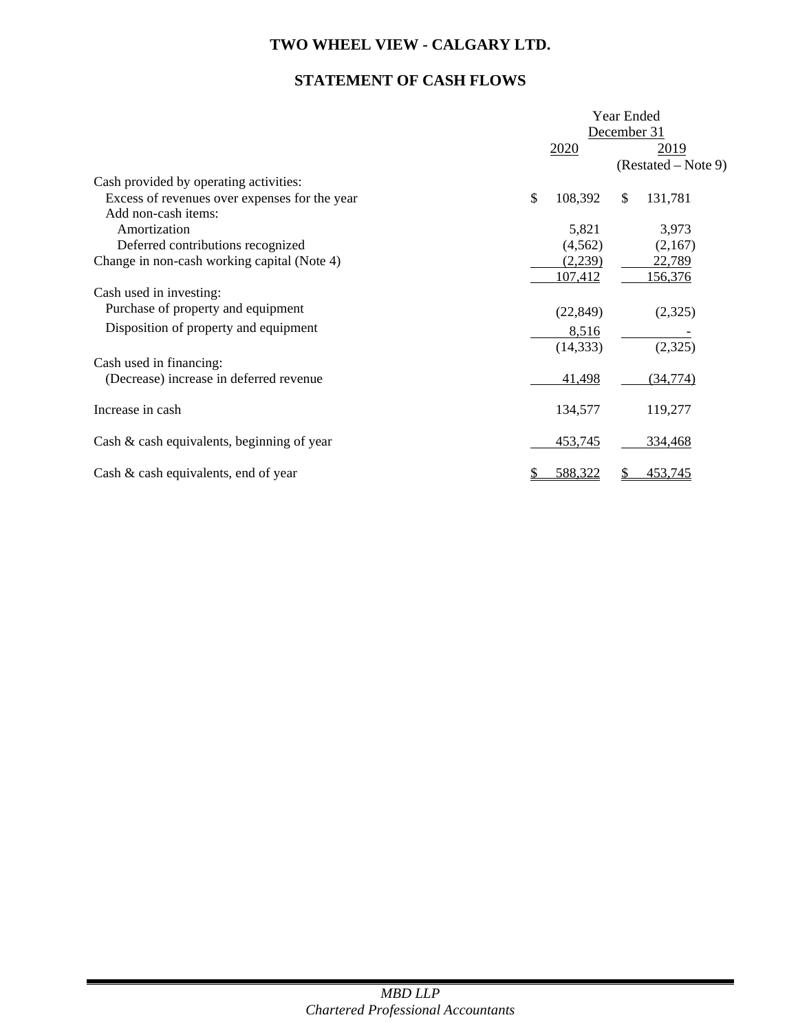# TWO WHEEL VIEW - CALGARY LTD.

## STATEMENT OF CASH FLOWS

| | Year Ended December 31 2020 | 2019 (Restated – Note 9) |
|---|---|---|
| Cash provided by operating activities: | | |
| Excess of revenues over expenses for the year | $ 108,392 | $ 131,781 |
| Add non-cash items: | | |
| Amortization | 5,821 | 3,973 |
| Deferred contributions recognized | (4,562) | (2,167) |
| Change in non-cash working capital (Note 4) | (2,239) | 22,789 |
| | 107,412 | 156,376 |
| Cash used in investing: | | |
| Purchase of property and equipment | (22,849) | (2,325) |
| Disposition of property and equipment | 8,516 | - |
| | (14,333) | (2,325) |
| Cash used in financing: | | |
| (Decrease) increase in deferred revenue | 41,498 | (34,774) |
| Increase in cash | 134,577 | 119,277 |
| Cash & cash equivalents, beginning of year | 453,745 | 334,468 |
| Cash & cash equivalents, end of year | $ 588,322 | $ 453,745 |

*MBD LLP*
*Chartered Professional Accountants*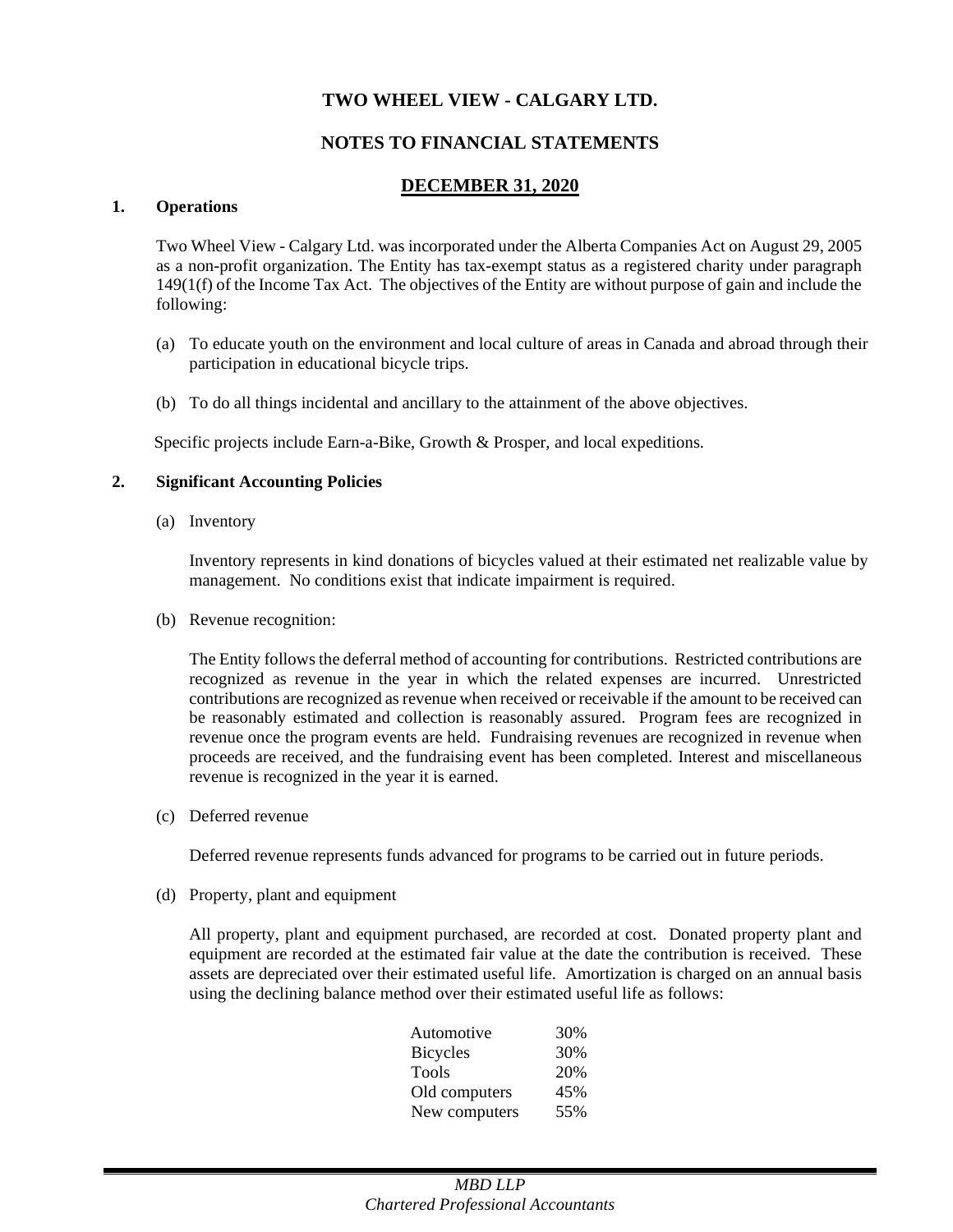# TWO WHEEL VIEW - CALGARY LTD.

## NOTES TO FINANCIAL STATEMENTS

## DECEMBER 31, 2020

**1. Operations**

Two Wheel View - Calgary Ltd. was incorporated under the Alberta Companies Act on August 29, 2005 as a non-profit organization. The Entity has tax-exempt status as a registered charity under paragraph 149(1(f) of the Income Tax Act. The objectives of the Entity are without purpose of gain and include the following:

(a) To educate youth on the environment and local culture of areas in Canada and abroad through their participation in educational bicycle trips.

(b) To do all things incidental and ancillary to the attainment of the above objectives.

Specific projects include Earn-a-Bike, Growth & Prosper, and local expeditions.

**2. Significant Accounting Policies**

(a) Inventory

Inventory represents in kind donations of bicycles valued at their estimated net realizable value by management. No conditions exist that indicate impairment is required.

(b) Revenue recognition:

The Entity follows the deferral method of accounting for contributions. Restricted contributions are recognized as revenue in the year in which the related expenses are incurred. Unrestricted contributions are recognized as revenue when received or receivable if the amount to be received can be reasonably estimated and collection is reasonably assured. Program fees are recognized in revenue once the program events are held. Fundraising revenues are recognized in revenue when proceeds are received, and the fundraising event has been completed. Interest and miscellaneous revenue is recognized in the year it is earned.

(c) Deferred revenue

Deferred revenue represents funds advanced for programs to be carried out in future periods.

(d) Property, plant and equipment

All property, plant and equipment purchased, are recorded at cost. Donated property plant and equipment are recorded at the estimated fair value at the date the contribution is received. These assets are depreciated over their estimated useful life. Amortization is charged on an annual basis using the declining balance method over their estimated useful life as follows:

| | |
|---|---|
| Automotive | 30% |
| Bicycles | 30% |
| Tools | 20% |
| Old computers | 45% |
| New computers | 55% |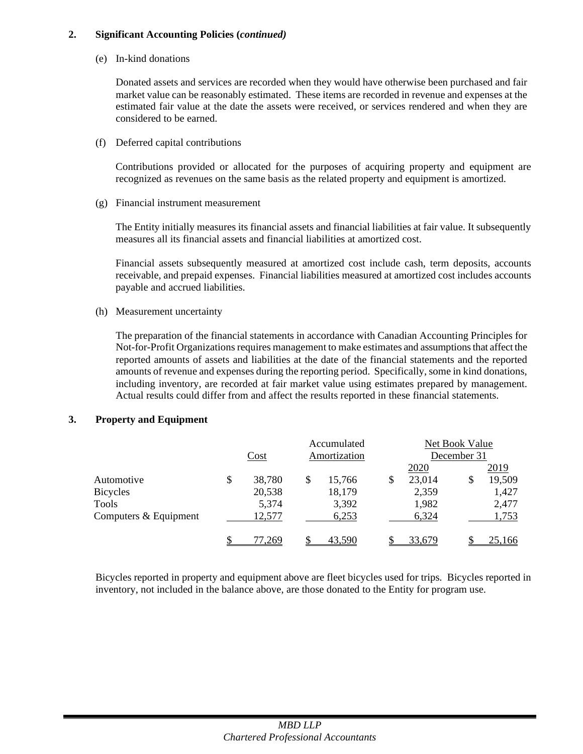## 2. Significant Accounting Policies (*continued)*

(e) In-kind donations

Donated assets and services are recorded when they would have otherwise been purchased and fair market value can be reasonably estimated. These items are recorded in revenue and expenses at the estimated fair value at the date the assets were received, or services rendered and when they are considered to be earned.

(f) Deferred capital contributions

Contributions provided or allocated for the purposes of acquiring property and equipment are recognized as revenues on the same basis as the related property and equipment is amortized.

(g) Financial instrument measurement

The Entity initially measures its financial assets and financial liabilities at fair value. It subsequently measures all its financial assets and financial liabilities at amortized cost.

Financial assets subsequently measured at amortized cost include cash, term deposits, accounts receivable, and prepaid expenses. Financial liabilities measured at amortized cost includes accounts payable and accrued liabilities.

(h) Measurement uncertainty

The preparation of the financial statements in accordance with Canadian Accounting Principles for Not-for-Profit Organizations requires management to make estimates and assumptions that affect the reported amounts of assets and liabilities at the date of the financial statements and the reported amounts of revenue and expenses during the reporting period. Specifically, some in kind donations, including inventory, are recorded at fair market value using estimates prepared by management. Actual results could differ from and affect the results reported in these financial statements.

## 3. Property and Equipment

| | Cost | Accumulated Amortization | Net Book Value December 31 2020 | 2019 |
|---|---|---|---|---|
| Automotive | $ 38,780 | $ 15,766 | $ 23,014 | $ 19,509 |
| Bicycles | 20,538 | 18,179 | 2,359 | 1,427 |
| Tools | 5,374 | 3,392 | 1,982 | 2,477 |
| Computers & Equipment | 12,577 | 6,253 | 6,324 | 1,753 |
| | $ 77,269 | $ 43,590 | $ 33,679 | $ 25,166 |

Bicycles reported in property and equipment above are fleet bicycles used for trips. Bicycles reported in inventory, not included in the balance above, are those donated to the Entity for program use.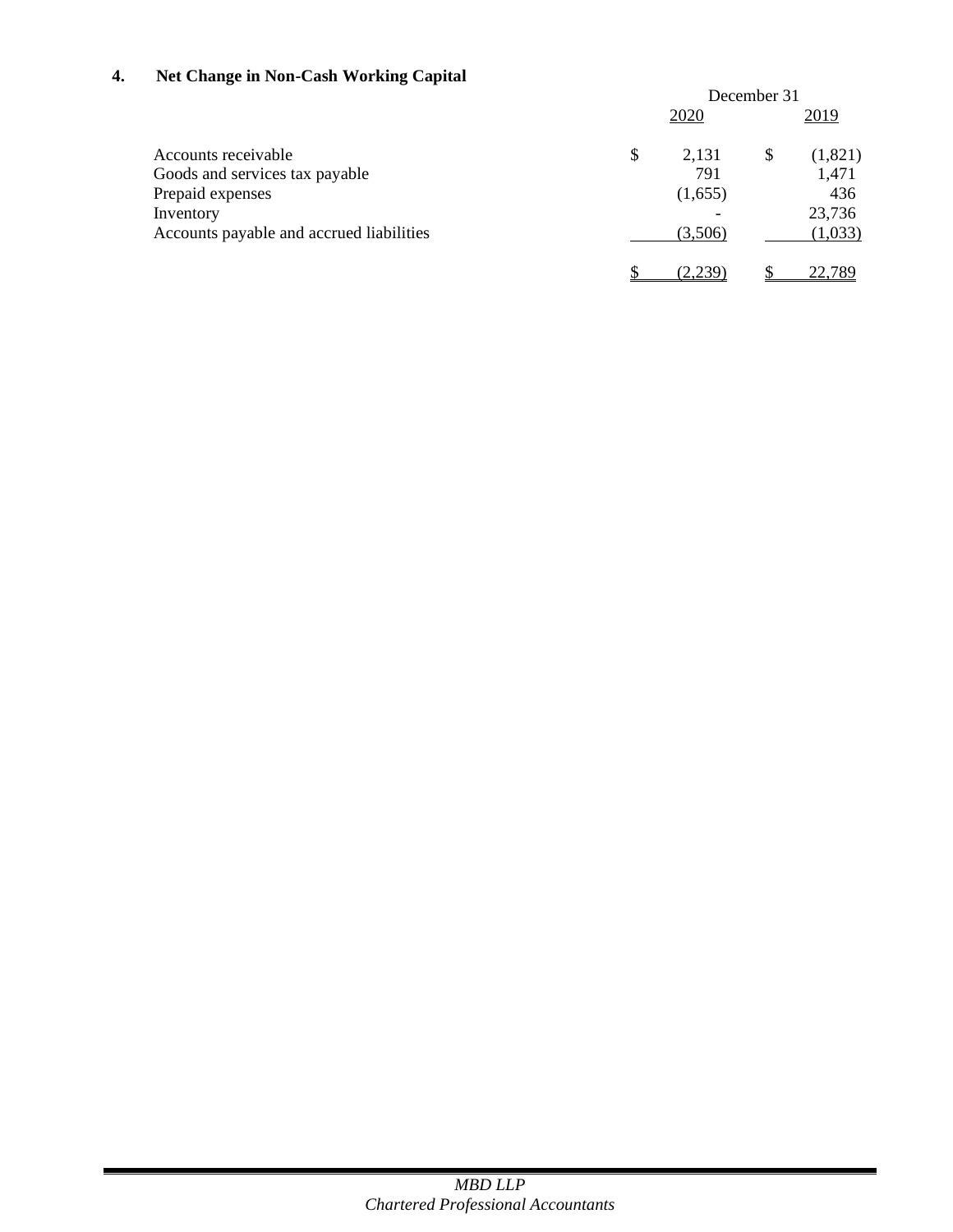## 4. Net Change in Non-Cash Working Capital

| | December 31 | |
|---|---|---|
| | 2020 | 2019 |
| Accounts receivable | $ 2,131 | $ (1,821) |
| Goods and services tax payable | 791 | 1,471 |
| Prepaid expenses | (1,655) | 436 |
| Inventory | - | 23,736 |
| Accounts payable and accrued liabilities | (3,506) | (1,033) |
| | $ (2,239) | $ 22,789 |

*MBD LLP*
*Chartered Professional Accountants*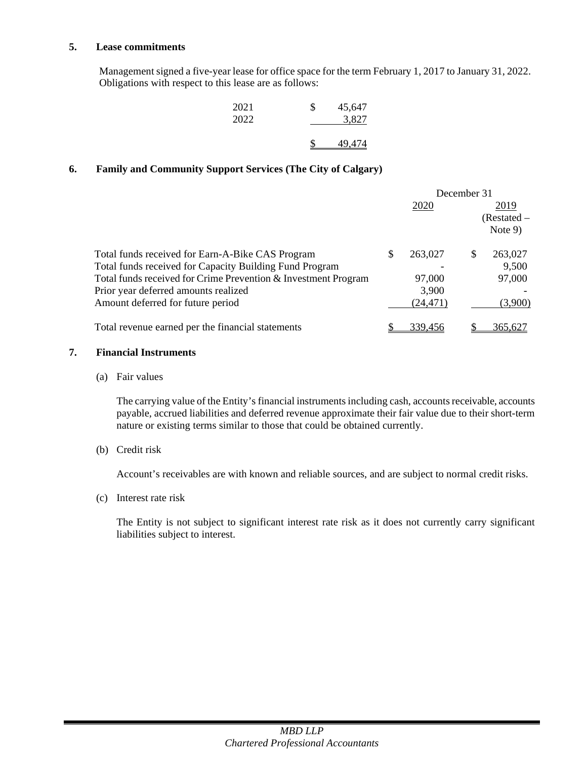## 5. Lease commitments

Management signed a five-year lease for office space for the term February 1, 2017 to January 31, 2022. Obligations with respect to this lease are as follows:

| | |
|---|---|
| 2021 | $ 45,647 |
| 2022 | 3,827 |
| | $ 49,474 |

## 6. Family and Community Support Services (The City of Calgary)

| | December 31 2020 | 2019 (Restated – Note 9) |
|---|---|---|
| Total funds received for Earn-A-Bike CAS Program | $ 263,027 | $ 263,027 |
| Total funds received for Capacity Building Fund Program | - | 9,500 |
| Total funds received for Crime Prevention & Investment Program | 97,000 | 97,000 |
| Prior year deferred amounts realized | 3,900 | - |
| Amount deferred for future period | (24,471) | (3,900) |
| Total revenue earned per the financial statements | $ 339,456 | $ 365,627 |

## 7. Financial Instruments

(a) Fair values

The carrying value of the Entity's financial instruments including cash, accounts receivable, accounts payable, accrued liabilities and deferred revenue approximate their fair value due to their short-term nature or existing terms similar to those that could be obtained currently.

(b) Credit risk

Account's receivables are with known and reliable sources, and are subject to normal credit risks.

(c) Interest rate risk

The Entity is not subject to significant interest rate risk as it does not currently carry significant liabilities subject to interest.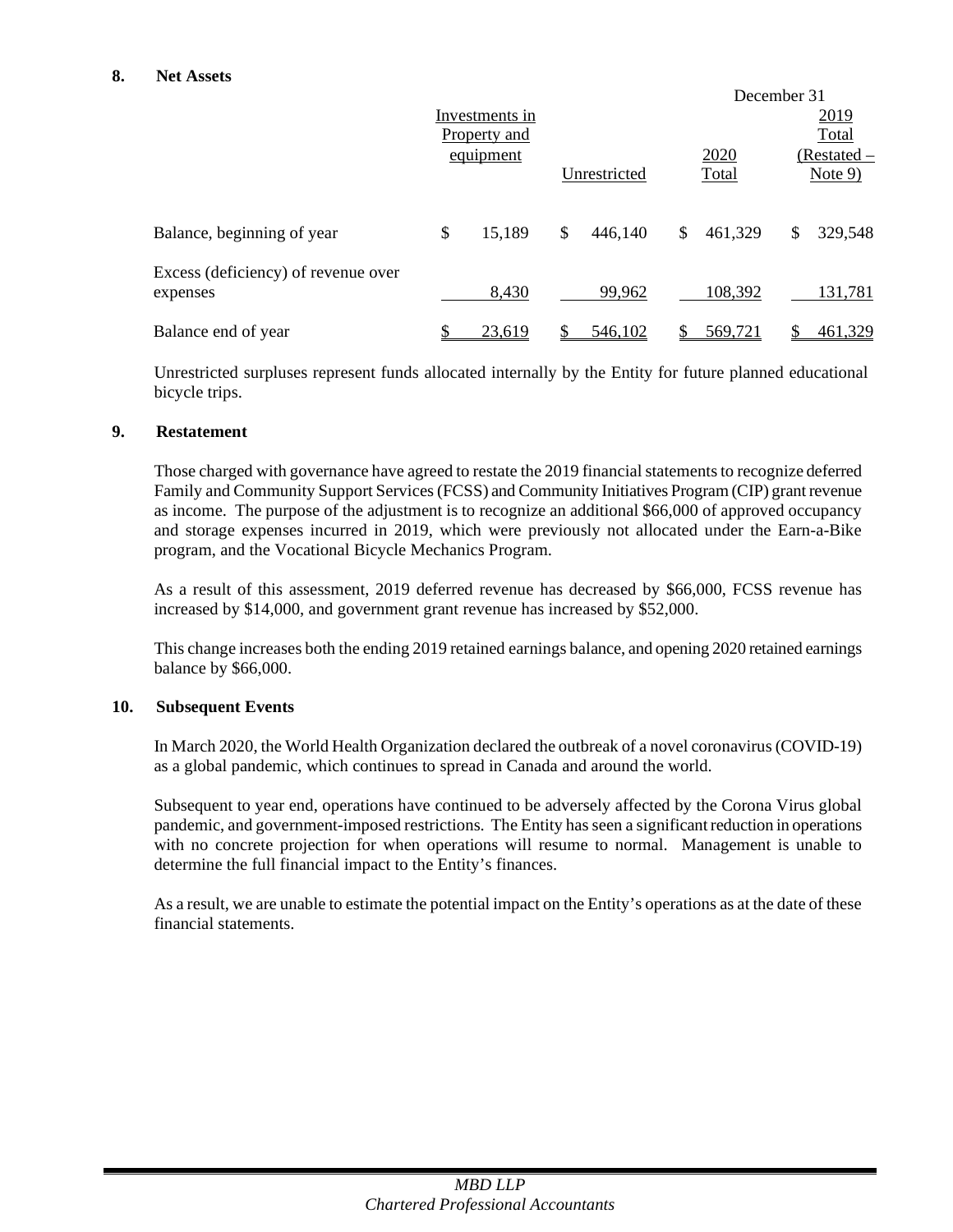**8. Net Assets**

| | Investments in Property and equipment | Unrestricted | December 31 2020 Total | 2019 Total (Restated – Note 9) |
|---|---|---|---|---|
| Balance, beginning of year | $ 15,189 | $ 446,140 | $ 461,329 | $ 329,548 |
| Excess (deficiency) of revenue over expenses | 8,430 | 99,962 | 108,392 | 131,781 |
| Balance end of year | $ 23,619 | $ 546,102 | $ 569,721 | $ 461,329 |

Unrestricted surpluses represent funds allocated internally by the Entity for future planned educational bicycle trips.

**9. Restatement**

Those charged with governance have agreed to restate the 2019 financial statements to recognize deferred Family and Community Support Services (FCSS) and Community Initiatives Program (CIP) grant revenue as income. The purpose of the adjustment is to recognize an additional $66,000 of approved occupancy and storage expenses incurred in 2019, which were previously not allocated under the Earn-a-Bike program, and the Vocational Bicycle Mechanics Program.

As a result of this assessment, 2019 deferred revenue has decreased by $66,000, FCSS revenue has increased by $14,000, and government grant revenue has increased by $52,000.

This change increases both the ending 2019 retained earnings balance, and opening 2020 retained earnings balance by $66,000.

**10. Subsequent Events**

In March 2020, the World Health Organization declared the outbreak of a novel coronavirus (COVID-19) as a global pandemic, which continues to spread in Canada and around the world.

Subsequent to year end, operations have continued to be adversely affected by the Corona Virus global pandemic, and government-imposed restrictions. The Entity has seen a significant reduction in operations with no concrete projection for when operations will resume to normal. Management is unable to determine the full financial impact to the Entity's finances.

As a result, we are unable to estimate the potential impact on the Entity's operations as at the date of these financial statements.